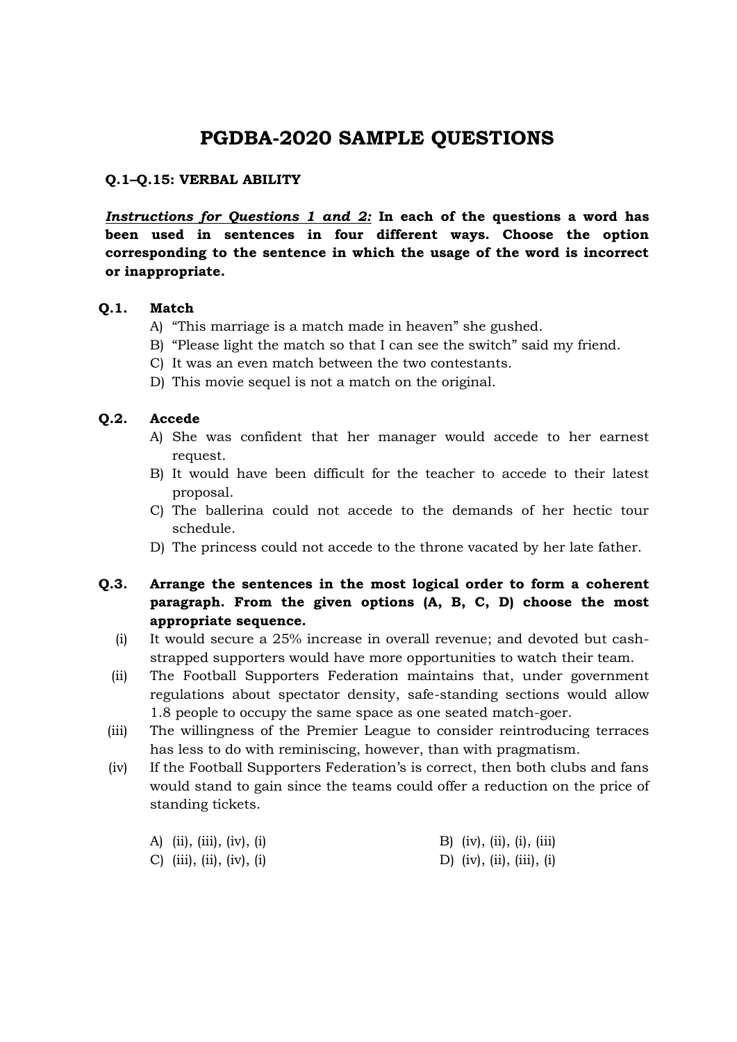# PGDBA-2020 SAMPLE QUESTIONS

**Q.1–Q.15: VERBAL ABILITY**

***Instructions for Questions 1 and 2:*** **In each of the questions a word has been used in sentences in four different ways. Choose the option corresponding to the sentence in which the usage of the word is incorrect or inappropriate.**

**Q.1. Match**

A) "This marriage is a match made in heaven" she gushed.
B) "Please light the match so that I can see the switch" said my friend.
C) It was an even match between the two contestants.
D) This movie sequel is not a match on the original.

**Q.2. Accede**

A) She was confident that her manager would accede to her earnest request.
B) It would have been difficult for the teacher to accede to their latest proposal.
C) The ballerina could not accede to the demands of her hectic tour schedule.
D) The princess could not accede to the throne vacated by her late father.

**Q.3. Arrange the sentences in the most logical order to form a coherent paragraph. From the given options (A, B, C, D) choose the most appropriate sequence.**

(i) It would secure a 25% increase in overall revenue; and devoted but cash-strapped supporters would have more opportunities to watch their team.
(ii) The Football Supporters Federation maintains that, under government regulations about spectator density, safe-standing sections would allow 1.8 people to occupy the same space as one seated match-goer.
(iii) The willingness of the Premier League to consider reintroducing terraces has less to do with reminiscing, however, than with pragmatism.
(iv) If the Football Supporters Federation's is correct, then both clubs and fans would stand to gain since the teams could offer a reduction on the price of standing tickets.

A) (ii), (iii), (iv), (i)
B) (iv), (ii), (i), (iii)
C) (iii), (ii), (iv), (i)
D) (iv), (ii), (iii), (i)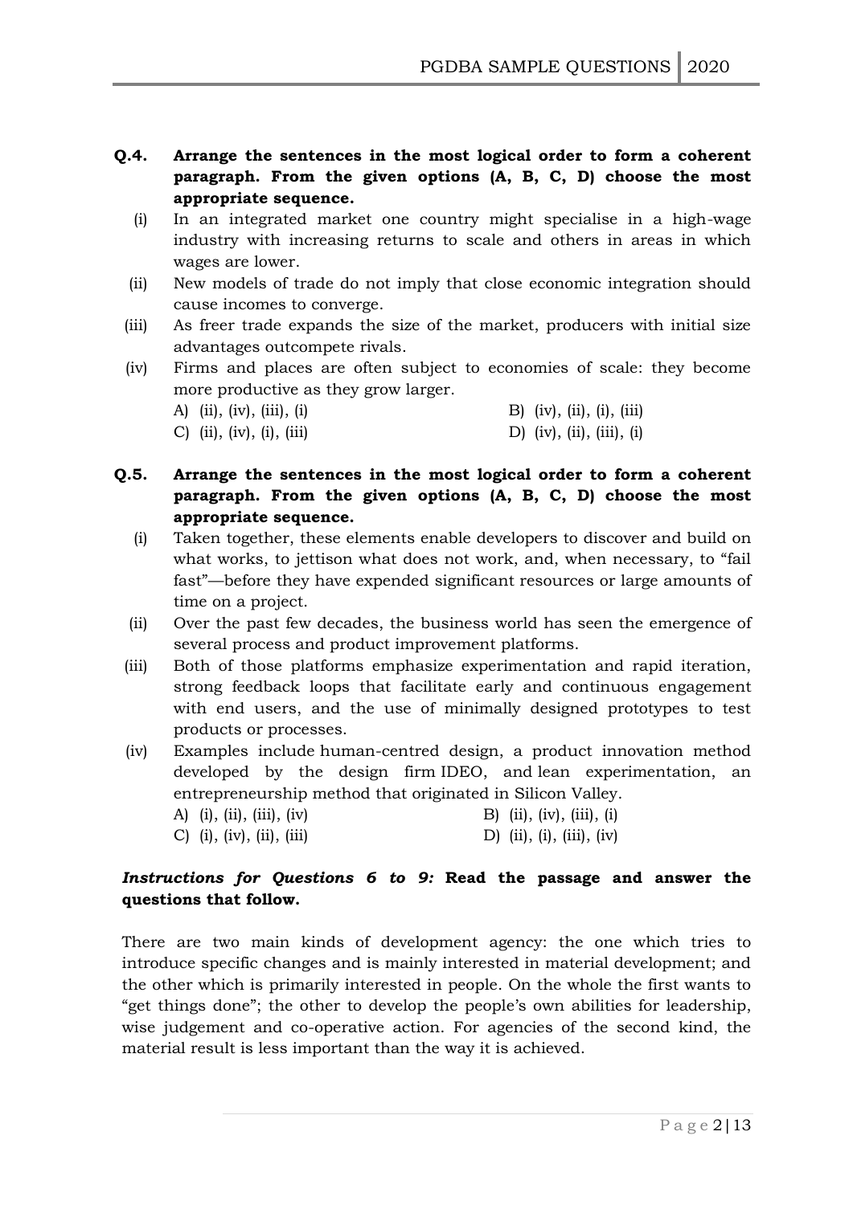**Q.4. Arrange the sentences in the most logical order to form a coherent paragraph. From the given options (A, B, C, D) choose the most appropriate sequence.**

(i) In an integrated market one country might specialise in a high-wage industry with increasing returns to scale and others in areas in which wages are lower.

(ii) New models of trade do not imply that close economic integration should cause incomes to converge.

(iii) As freer trade expands the size of the market, producers with initial size advantages outcompete rivals.

(iv) Firms and places are often subject to economies of scale: they become more productive as they grow larger.

A) (ii), (iv), (iii), (i)  
B) (iv), (ii), (i), (iii)  
C) (ii), (iv), (i), (iii)  
D) (iv), (ii), (iii), (i)

**Q.5. Arrange the sentences in the most logical order to form a coherent paragraph. From the given options (A, B, C, D) choose the most appropriate sequence.**

(i) Taken together, these elements enable developers to discover and build on what works, to jettison what does not work, and, when necessary, to "fail fast"—before they have expended significant resources or large amounts of time on a project.

(ii) Over the past few decades, the business world has seen the emergence of several process and product improvement platforms.

(iii) Both of those platforms emphasize experimentation and rapid iteration, strong feedback loops that facilitate early and continuous engagement with end users, and the use of minimally designed prototypes to test products or processes.

(iv) Examples include human-centred design, a product innovation method developed by the design firm IDEO, and lean experimentation, an entrepreneurship method that originated in Silicon Valley.

A) (i), (ii), (iii), (iv)  
B) (ii), (iv), (iii), (i)  
C) (i), (iv), (ii), (iii)  
D) (ii), (i), (iii), (iv)

***Instructions for Questions 6 to 9:*** **Read the passage and answer the questions that follow.**

There are two main kinds of development agency: the one which tries to introduce specific changes and is mainly interested in material development; and the other which is primarily interested in people. On the whole the first wants to "get things done"; the other to develop the people's own abilities for leadership, wise judgement and co-operative action. For agencies of the second kind, the material result is less important than the way it is achieved.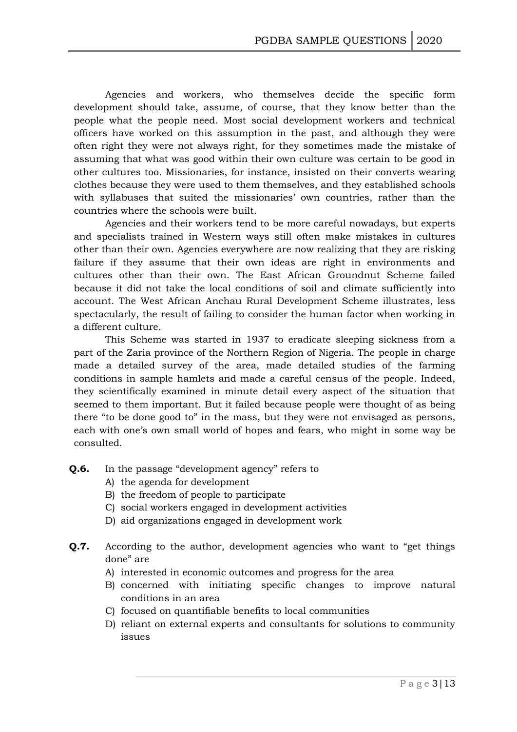Agencies and workers, who themselves decide the specific form development should take, assume, of course, that they know better than the people what the people need. Most social development workers and technical officers have worked on this assumption in the past, and although they were often right they were not always right, for they sometimes made the mistake of assuming that what was good within their own culture was certain to be good in other cultures too. Missionaries, for instance, insisted on their converts wearing clothes because they were used to them themselves, and they established schools with syllabuses that suited the missionaries' own countries, rather than the countries where the schools were built.

Agencies and their workers tend to be more careful nowadays, but experts and specialists trained in Western ways still often make mistakes in cultures other than their own. Agencies everywhere are now realizing that they are risking failure if they assume that their own ideas are right in environments and cultures other than their own. The East African Groundnut Scheme failed because it did not take the local conditions of soil and climate sufficiently into account. The West African Anchau Rural Development Scheme illustrates, less spectacularly, the result of failing to consider the human factor when working in a different culture.

This Scheme was started in 1937 to eradicate sleeping sickness from a part of the Zaria province of the Northern Region of Nigeria. The people in charge made a detailed survey of the area, made detailed studies of the farming conditions in sample hamlets and made a careful census of the people. Indeed, they scientifically examined in minute detail every aspect of the situation that seemed to them important. But it failed because people were thought of as being there "to be done good to" in the mass, but they were not envisaged as persons, each with one's own small world of hopes and fears, who might in some way be consulted.

**Q.6.** In the passage "development agency" refers to

A) the agenda for development
B) the freedom of people to participate
C) social workers engaged in development activities
D) aid organizations engaged in development work

**Q.7.** According to the author, development agencies who want to "get things done" are

A) interested in economic outcomes and progress for the area
B) concerned with initiating specific changes to improve natural conditions in an area
C) focused on quantifiable benefits to local communities
D) reliant on external experts and consultants for solutions to community issues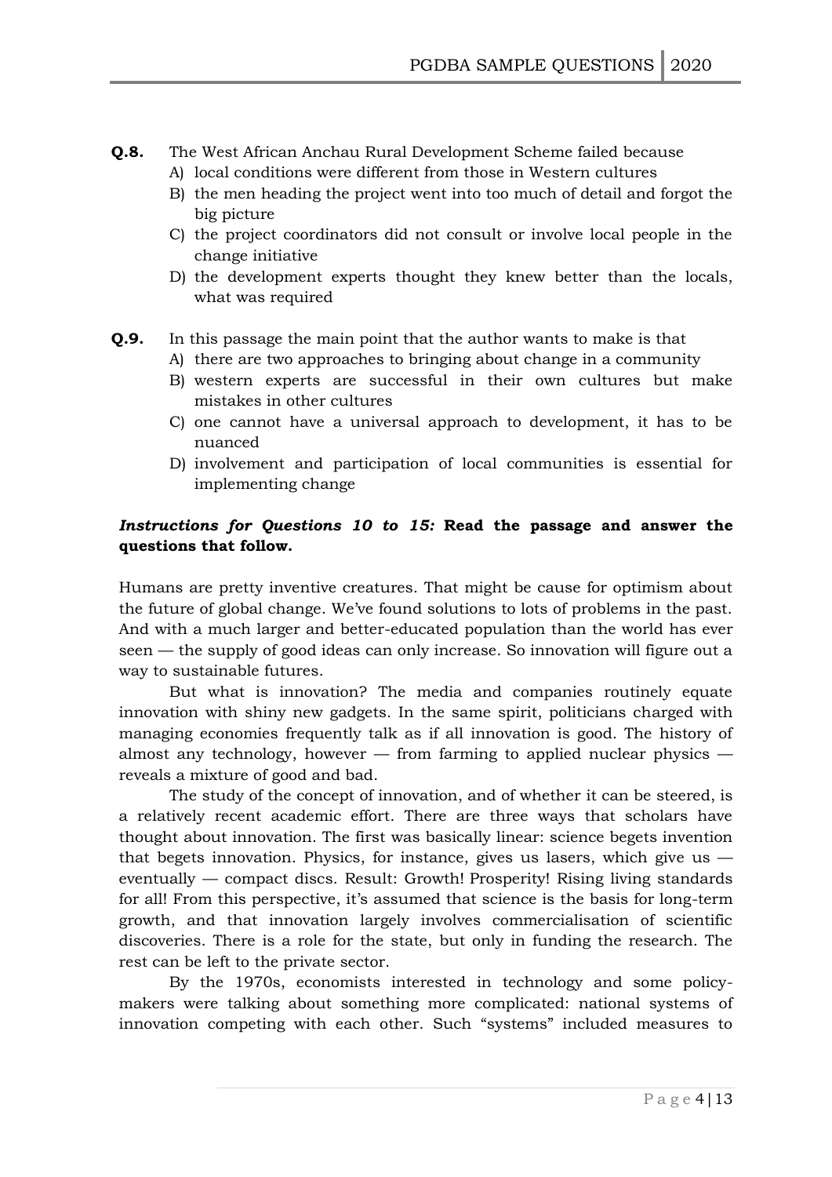**Q.8.** The West African Anchau Rural Development Scheme failed because

A) local conditions were different from those in Western cultures

B) the men heading the project went into too much of detail and forgot the big picture

C) the project coordinators did not consult or involve local people in the change initiative

D) the development experts thought they knew better than the locals, what was required

**Q.9.** In this passage the main point that the author wants to make is that

A) there are two approaches to bringing about change in a community

B) western experts are successful in their own cultures but make mistakes in other cultures

C) one cannot have a universal approach to development, it has to be nuanced

D) involvement and participation of local communities is essential for implementing change

***Instructions for Questions 10 to 15:*** **Read the passage and answer the questions that follow.**

Humans are pretty inventive creatures. That might be cause for optimism about the future of global change. We've found solutions to lots of problems in the past. And with a much larger and better-educated population than the world has ever seen — the supply of good ideas can only increase. So innovation will figure out a way to sustainable futures.

But what is innovation? The media and companies routinely equate innovation with shiny new gadgets. In the same spirit, politicians charged with managing economies frequently talk as if all innovation is good. The history of almost any technology, however — from farming to applied nuclear physics — reveals a mixture of good and bad.

The study of the concept of innovation, and of whether it can be steered, is a relatively recent academic effort. There are three ways that scholars have thought about innovation. The first was basically linear: science begets invention that begets innovation. Physics, for instance, gives us lasers, which give us — eventually — compact discs. Result: Growth! Prosperity! Rising living standards for all! From this perspective, it's assumed that science is the basis for long-term growth, and that innovation largely involves commercialisation of scientific discoveries. There is a role for the state, but only in funding the research. The rest can be left to the private sector.

By the 1970s, economists interested in technology and some policy-makers were talking about something more complicated: national systems of innovation competing with each other. Such "systems" included measures to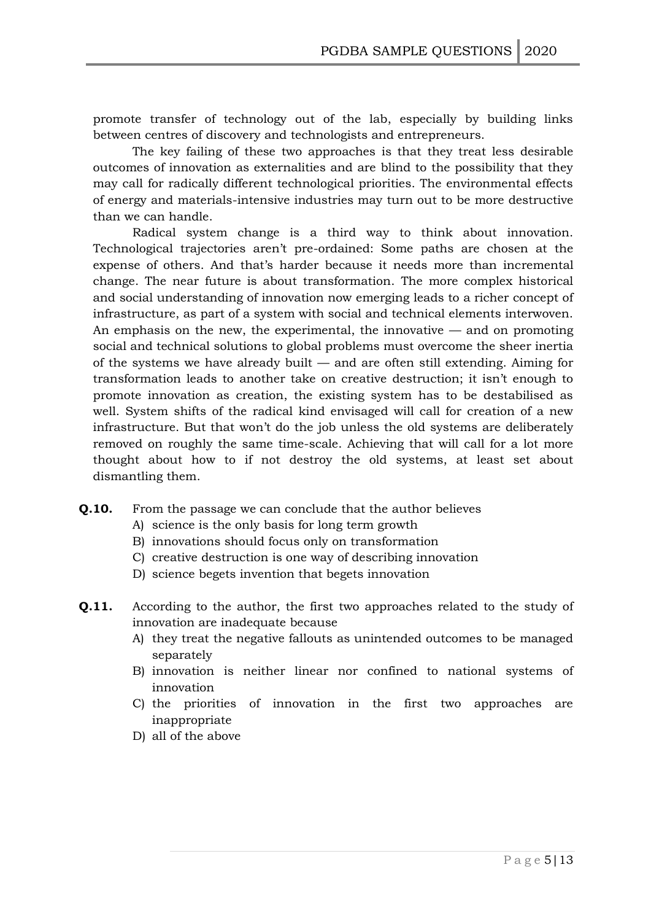promote transfer of technology out of the lab, especially by building links between centres of discovery and technologists and entrepreneurs.

The key failing of these two approaches is that they treat less desirable outcomes of innovation as externalities and are blind to the possibility that they may call for radically different technological priorities. The environmental effects of energy and materials-intensive industries may turn out to be more destructive than we can handle.

Radical system change is a third way to think about innovation. Technological trajectories aren't pre-ordained: Some paths are chosen at the expense of others. And that's harder because it needs more than incremental change. The near future is about transformation. The more complex historical and social understanding of innovation now emerging leads to a richer concept of infrastructure, as part of a system with social and technical elements interwoven. An emphasis on the new, the experimental, the innovative — and on promoting social and technical solutions to global problems must overcome the sheer inertia of the systems we have already built — and are often still extending. Aiming for transformation leads to another take on creative destruction; it isn't enough to promote innovation as creation, the existing system has to be destabilised as well. System shifts of the radical kind envisaged will call for creation of a new infrastructure. But that won't do the job unless the old systems are deliberately removed on roughly the same time-scale. Achieving that will call for a lot more thought about how to if not destroy the old systems, at least set about dismantling them.

**Q.10.** From the passage we can conclude that the author believes

A) science is the only basis for long term growth
B) innovations should focus only on transformation
C) creative destruction is one way of describing innovation
D) science begets invention that begets innovation

**Q.11.** According to the author, the first two approaches related to the study of innovation are inadequate because

A) they treat the negative fallouts as unintended outcomes to be managed separately
B) innovation is neither linear nor confined to national systems of innovation
C) the priorities of innovation in the first two approaches are inappropriate
D) all of the above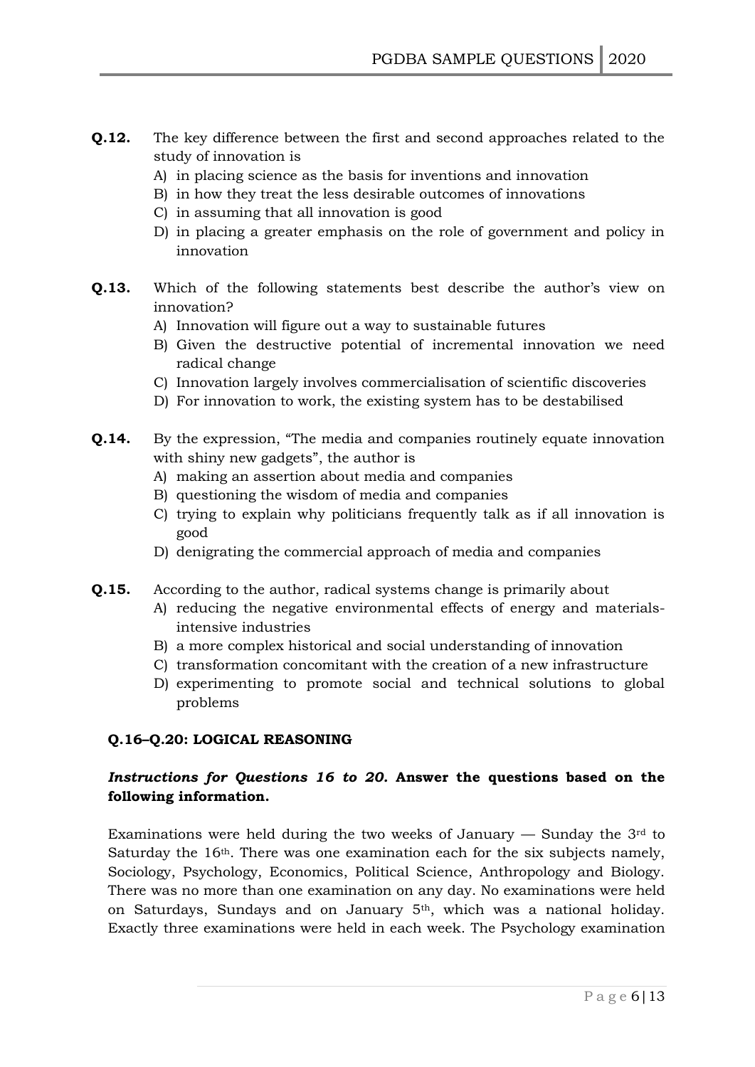**Q.12.** The key difference between the first and second approaches related to the study of innovation is

A) in placing science as the basis for inventions and innovation
B) in how they treat the less desirable outcomes of innovations
C) in assuming that all innovation is good
D) in placing a greater emphasis on the role of government and policy in innovation

**Q.13.** Which of the following statements best describe the author's view on innovation?

A) Innovation will figure out a way to sustainable futures
B) Given the destructive potential of incremental innovation we need radical change
C) Innovation largely involves commercialisation of scientific discoveries
D) For innovation to work, the existing system has to be destabilised

**Q.14.** By the expression, "The media and companies routinely equate innovation with shiny new gadgets", the author is

A) making an assertion about media and companies
B) questioning the wisdom of media and companies
C) trying to explain why politicians frequently talk as if all innovation is good
D) denigrating the commercial approach of media and companies

**Q.15.** According to the author, radical systems change is primarily about

A) reducing the negative environmental effects of energy and materials-intensive industries
B) a more complex historical and social understanding of innovation
C) transformation concomitant with the creation of a new infrastructure
D) experimenting to promote social and technical solutions to global problems

**Q.16–Q.20: LOGICAL REASONING**

***Instructions for Questions 16 to 20.*** **Answer the questions based on the following information.**

Examinations were held during the two weeks of January — Sunday the 3rd to Saturday the 16th. There was one examination each for the six subjects namely, Sociology, Psychology, Economics, Political Science, Anthropology and Biology. There was no more than one examination on any day. No examinations were held on Saturdays, Sundays and on January 5th, which was a national holiday. Exactly three examinations were held in each week. The Psychology examination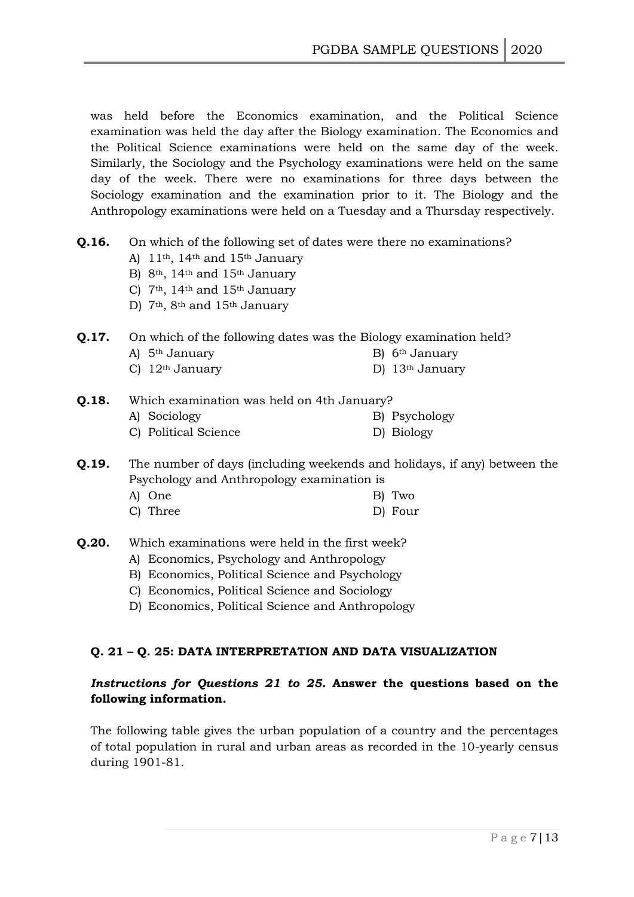was held before the Economics examination, and the Political Science examination was held the day after the Biology examination. The Economics and the Political Science examinations were held on the same day of the week. Similarly, the Sociology and the Psychology examinations were held on the same day of the week. There were no examinations for three days between the Sociology examination and the examination prior to it. The Biology and the Anthropology examinations were held on a Tuesday and a Thursday respectively.

**Q.16.** On which of the following set of dates were there no examinations?

A) 11th, 14th and 15th January
B) 8th, 14th and 15th January
C) 7th, 14th and 15th January
D) 7th, 8th and 15th January

**Q.17.** On which of the following dates was the Biology examination held?

A) 5th January
B) 6th January
C) 12th January
D) 13th January

**Q.18.** Which examination was held on 4th January?

A) Sociology
B) Psychology
C) Political Science
D) Biology

**Q.19.** The number of days (including weekends and holidays, if any) between the Psychology and Anthropology examination is

A) One
B) Two
C) Three
D) Four

**Q.20.** Which examinations were held in the first week?

A) Economics, Psychology and Anthropology
B) Economics, Political Science and Psychology
C) Economics, Political Science and Sociology
D) Economics, Political Science and Anthropology

### Q. 21 – Q. 25: DATA INTERPRETATION AND DATA VISUALIZATION

***Instructions for Questions 21 to 25.* Answer the questions based on the following information.**

The following table gives the urban population of a country and the percentages of total population in rural and urban areas as recorded in the 10-yearly census during 1901-81.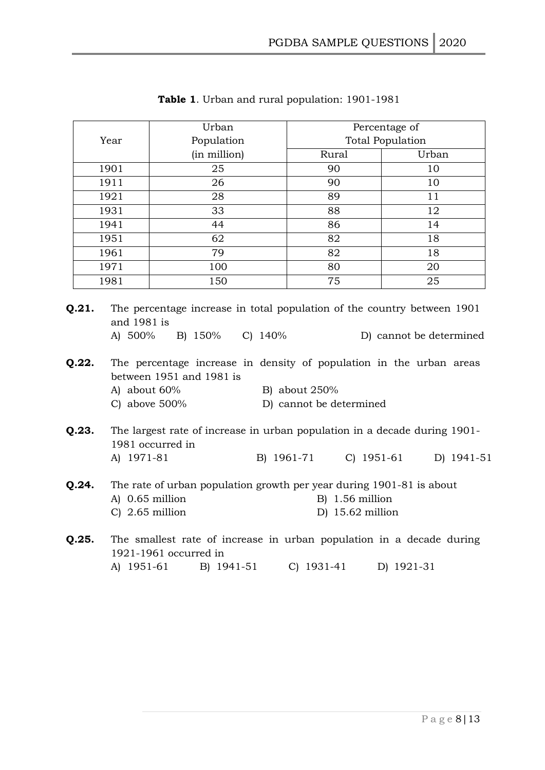**Table 1**. Urban and rural population: 1901-1981

| Year | Urban Population (in million) | Percentage of Total Population | |
|---|---|---|---|
| | | Rural | Urban |
| 1901 | 25 | 90 | 10 |
| 1911 | 26 | 90 | 10 |
| 1921 | 28 | 89 | 11 |
| 1931 | 33 | 88 | 12 |
| 1941 | 44 | 86 | 14 |
| 1951 | 62 | 82 | 18 |
| 1961 | 79 | 82 | 18 |
| 1971 | 100 | 80 | 20 |
| 1981 | 150 | 75 | 25 |

**Q.21.** The percentage increase in total population of the country between 1901 and 1981 is

A) 500% B) 150% C) 140% D) cannot be determined

**Q.22.** The percentage increase in density of population in the urban areas between 1951 and 1981 is

A) about 60%
B) about 250%
C) above 500%
D) cannot be determined

**Q.23.** The largest rate of increase in urban population in a decade during 1901-1981 occurred in

A) 1971-81 B) 1961-71 C) 1951-61 D) 1941-51

**Q.24.** The rate of urban population growth per year during 1901-81 is about

A) 0.65 million
B) 1.56 million
C) 2.65 million
D) 15.62 million

**Q.25.** The smallest rate of increase in urban population in a decade during 1921-1961 occurred in

A) 1951-61 B) 1941-51 C) 1931-41 D) 1921-31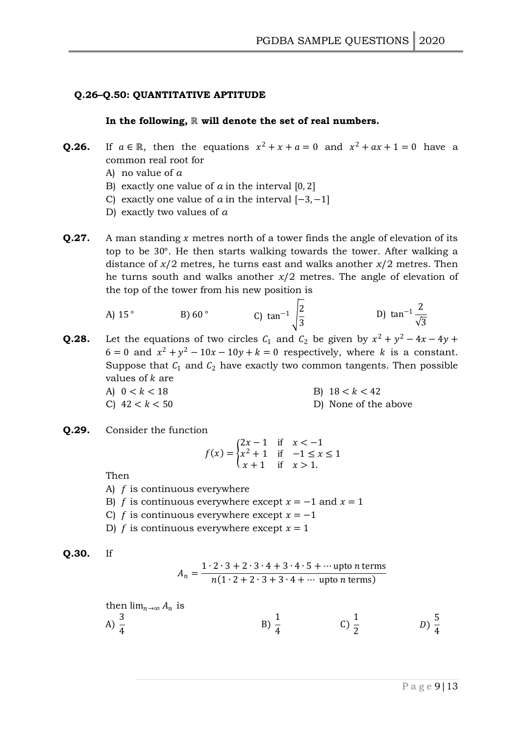**Q.26–Q.50: QUANTITATIVE APTITUDE**

**In the following, $\mathbb{R}$ will denote the set of real numbers.**

**Q.26.** If $a \in \mathbb{R}$, then the equations $x^2 + x + a = 0$ and $x^2 + ax + 1 = 0$ have a common real root for

A) no value of $a$

B) exactly one value of $a$ in the interval $[0, 2]$

C) exactly one value of $a$ in the interval $[-3, -1]$

D) exactly two values of $a$

**Q.27.** A man standing $x$ metres north of a tower finds the angle of elevation of its top to be 30°. He then starts walking towards the tower. After walking a distance of $x/2$ metres, he turns east and walks another $x/2$ metres. Then he turns south and walks another $x/2$ metres. The angle of elevation of the top of the tower from his new position is

A) 15°  B) 60°  C) $\tan^{-1}\sqrt{\frac{2}{3}}$  D) $\tan^{-1}\frac{2}{\sqrt{3}}$

**Q.28.** Let the equations of two circles $C_1$ and $C_2$ be given by $x^2 + y^2 - 4x - 4y + 6 = 0$ and $x^2 + y^2 - 10x - 10y + k = 0$ respectively, where $k$ is a constant. Suppose that $C_1$ and $C_2$ have exactly two common tangents. Then possible values of $k$ are

A) $0 < k < 18$  B) $18 < k < 42$

C) $42 < k < 50$  D) None of the above

**Q.29.** Consider the function

$$f(x) = \begin{cases} 2x - 1 & \text{if} \quad x < -1 \\ x^2 + 1 & \text{if} \quad -1 \leq x \leq 1 \\ x + 1 & \text{if} \quad x > 1. \end{cases}$$

Then

A) $f$ is continuous everywhere

B) $f$ is continuous everywhere except $x = -1$ and $x = 1$

C) $f$ is continuous everywhere except $x = -1$

D) $f$ is continuous everywhere except $x = 1$

**Q.30.** If

$$A_n = \frac{1 \cdot 2 \cdot 3 + 2 \cdot 3 \cdot 4 + 3 \cdot 4 \cdot 5 + \cdots \text{upto } n \text{ terms}}{n(1 \cdot 2 + 2 \cdot 3 + 3 \cdot 4 + \cdots \text{ upto } n \text{ terms})}$$

then $\lim_{n \to \infty} A_n$ is

A) $\frac{3}{4}$  B) $\frac{1}{4}$  C) $\frac{1}{2}$  D) $\frac{5}{4}$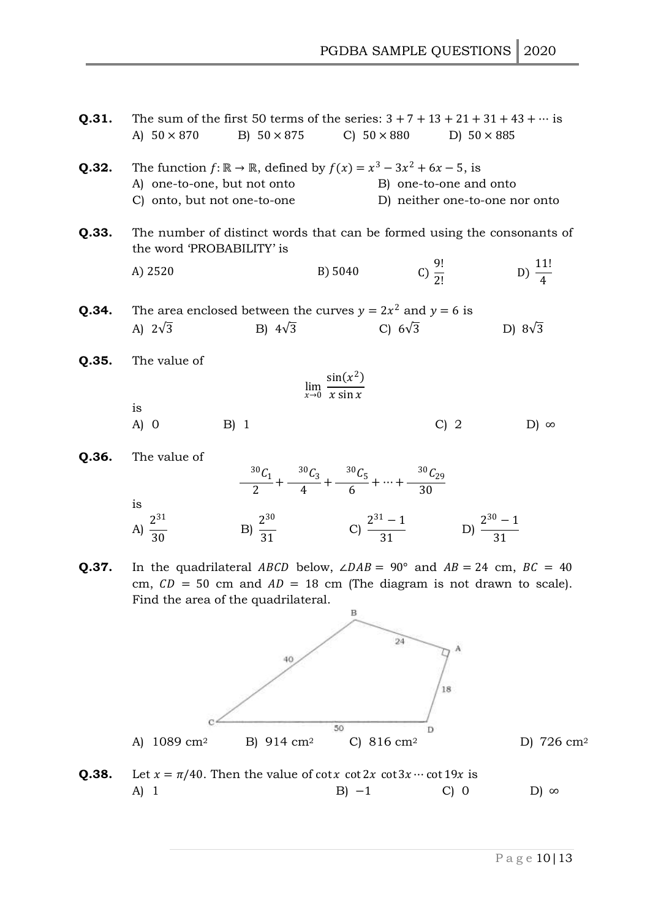**Q.31.** The sum of the first 50 terms of the series: $3 + 7 + 13 + 21 + 31 + 43 + \cdots$ is

A) $50 \times 870$  B) $50 \times 875$  C) $50 \times 880$  D) $50 \times 885$

**Q.32.** The function $f: \mathbb{R} \to \mathbb{R}$, defined by $f(x) = x^3 - 3x^2 + 6x - 5$, is

A) one-to-one, but not onto  B) one-to-one and onto

C) onto, but not one-to-one  D) neither one-to-one nor onto

**Q.33.** The number of distinct words that can be formed using the consonants of the word 'PROBABILITY' is

A) 2520  B) 5040  C) $\frac{9!}{2!}$  D) $\frac{11!}{4}$

**Q.34.** The area enclosed between the curves $y = 2x^2$ and $y = 6$ is

A) $2\sqrt{3}$  B) $4\sqrt{3}$  C) $6\sqrt{3}$  D) $8\sqrt{3}$

**Q.35.** The value of

$$\lim_{x \to 0} \frac{\sin(x^2)}{x \sin x}$$

is

A) 0  B) 1  C) 2  D) $\infty$

**Q.36.** The value of

$$\frac{{}^{30}C_1}{2} + \frac{{}^{30}C_3}{4} + \frac{{}^{30}C_5}{6} + \cdots + \frac{{}^{30}C_{29}}{30}$$

is

A) $\frac{2^{31}}{30}$  B) $\frac{2^{30}}{31}$  C) $\frac{2^{31} - 1}{31}$  D) $\frac{2^{30} - 1}{31}$

**Q.37.** In the quadrilateral $ABCD$ below, $\angle DAB = 90°$ and $AB = 24$ cm, $BC = 40$ cm, $CD = 50$ cm and $AD = 18$ cm (The diagram is not drawn to scale). Find the area of the quadrilateral.

A) 1089 cm² B) 914 cm² C) 816 cm² D) 726 cm²

**Q.38.** Let $x = \pi/40$. Then the value of $\cot x \, \cot 2x \, \cot 3x \cdots \cot 19x$ is

A) 1  B) $-1$  C) 0  D) $\infty$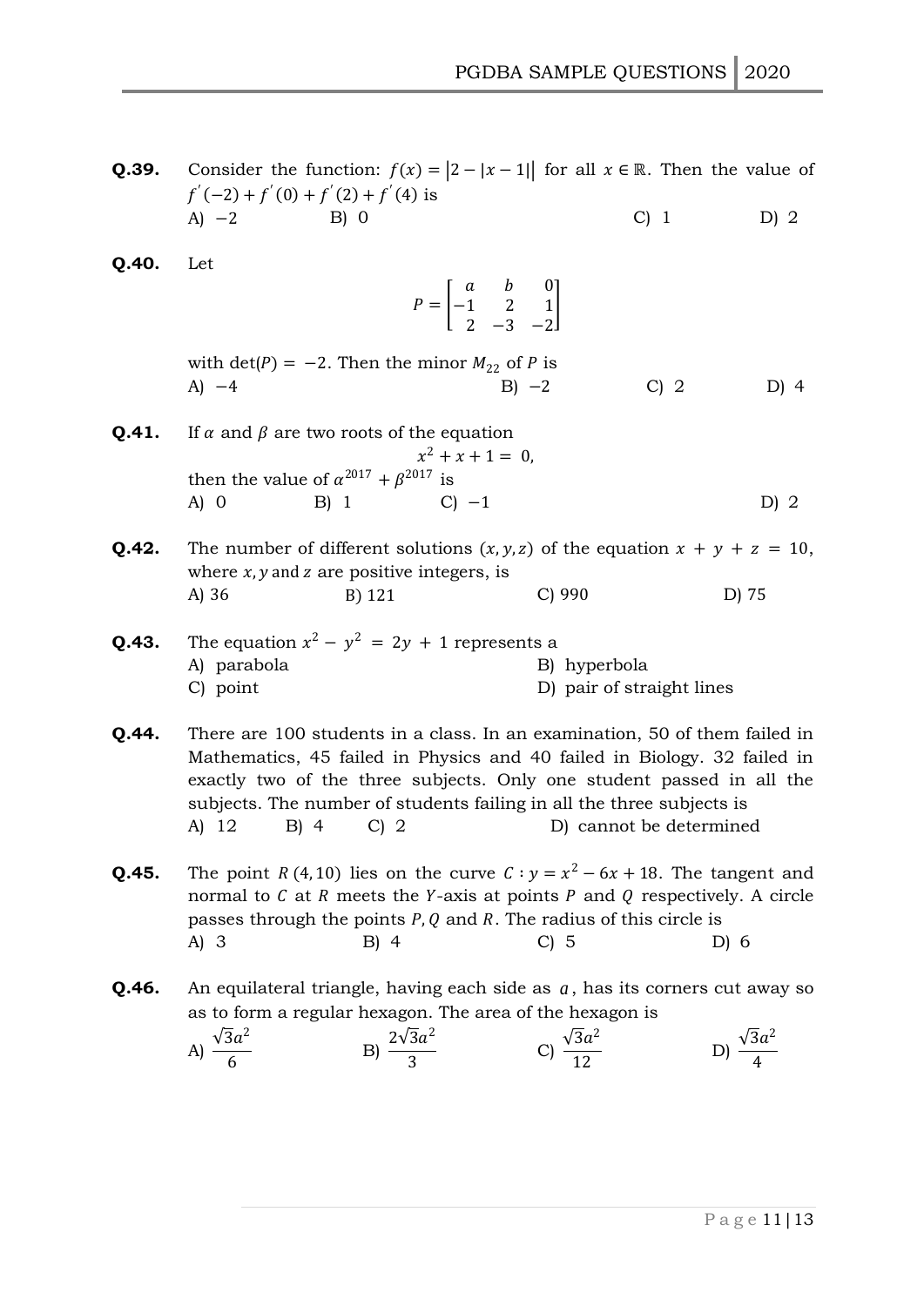**Q.39.** Consider the function: $f(x) = |2 - |x - 1||$ for all $x \in \mathbb{R}$. Then the value of $f'(-2) + f'(0) + f'(2) + f'(4)$ is

A) $-2$ B) $0$ C) $1$ D) $2$

**Q.40.** Let

$$P = \begin{bmatrix} a & b & 0 \\ -1 & 2 & 1 \\ 2 & -3 & -2 \end{bmatrix}$$

with $\det(P) = -2$. Then the minor $M_{22}$ of $P$ is

A) $-4$ B) $-2$ C) $2$ D) $4$

**Q.41.** If $\alpha$ and $\beta$ are two roots of the equation

$$x^2 + x + 1 = 0,$$

then the value of $\alpha^{2017} + \beta^{2017}$ is

A) $0$ B) $1$ C) $-1$ D) $2$

**Q.42.** The number of different solutions $(x, y, z)$ of the equation $x + y + z = 10$, where $x, y$ and $z$ are positive integers, is

A) 36 B) 121 C) 990 D) 75

**Q.43.** The equation $x^2 - y^2 = 2y + 1$ represents a

A) parabola B) hyperbola
C) point D) pair of straight lines

**Q.44.** There are 100 students in a class. In an examination, 50 of them failed in Mathematics, 45 failed in Physics and 40 failed in Biology. 32 failed in exactly two of the three subjects. Only one student passed in all the subjects. The number of students failing in all the three subjects is

A) 12 B) 4 C) 2 D) cannot be determined

**Q.45.** The point $R\,(4, 10)$ lies on the curve $C : y = x^2 - 6x + 18$. The tangent and normal to $C$ at $R$ meets the $Y$-axis at points $P$ and $Q$ respectively. A circle passes through the points $P, Q$ and $R$. The radius of this circle is

A) 3 B) 4 C) 5 D) 6

**Q.46.** An equilateral triangle, having each side as $a$, has its corners cut away so as to form a regular hexagon. The area of the hexagon is

A) $\frac{\sqrt{3}a^2}{6}$ B) $\frac{2\sqrt{3}a^2}{3}$ C) $\frac{\sqrt{3}a^2}{12}$ D) $\frac{\sqrt{3}a^2}{4}$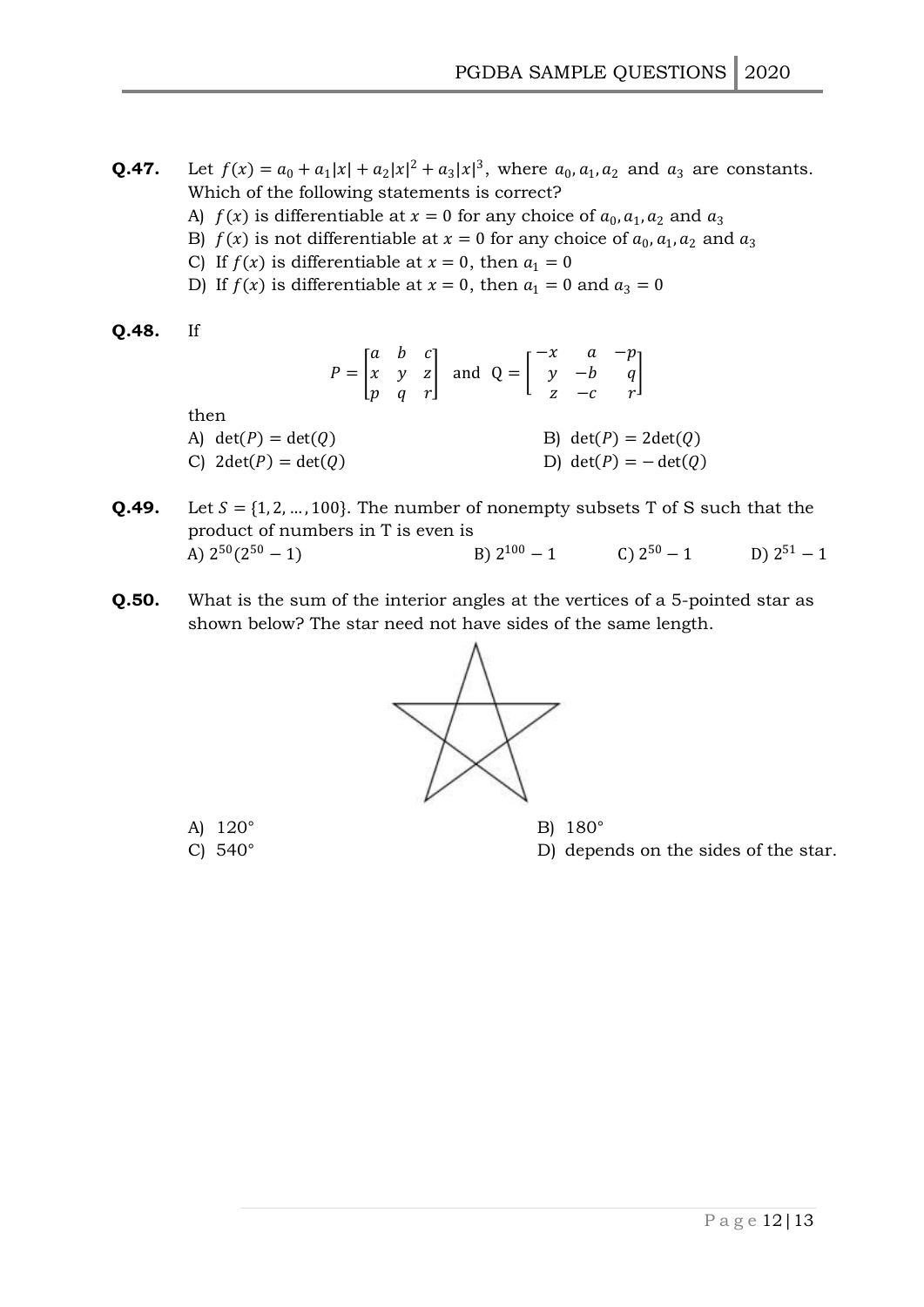**Q.47.** Let $f(x) = a_0 + a_1|x| + a_2|x|^2 + a_3|x|^3$, where $a_0, a_1, a_2$ and $a_3$ are constants. Which of the following statements is correct?

A) $f(x)$ is differentiable at $x = 0$ for any choice of $a_0, a_1, a_2$ and $a_3$

B) $f(x)$ is not differentiable at $x = 0$ for any choice of $a_0, a_1, a_2$ and $a_3$

C) If $f(x)$ is differentiable at $x = 0$, then $a_1 = 0$

D) If $f(x)$ is differentiable at $x = 0$, then $a_1 = 0$ and $a_3 = 0$

**Q.48.** If

$$P = \begin{bmatrix} a & b & c \\ x & y & z \\ p & q & r \end{bmatrix} \text{ and } Q = \begin{bmatrix} -x & a & -p \\ y & -b & q \\ z & -c & r \end{bmatrix}$$

then

A) $\det(P) = \det(Q)$

B) $\det(P) = 2\det(Q)$

C) $2\det(P) = \det(Q)$

D) $\det(P) = -\det(Q)$

**Q.49.** Let $S = \{1, 2, \ldots, 100\}$. The number of nonempty subsets T of S such that the product of numbers in T is even is

A) $2^{50}(2^{50} - 1)$

B) $2^{100} - 1$

C) $2^{50} - 1$

D) $2^{51} - 1$

**Q.50.** What is the sum of the interior angles at the vertices of a 5-pointed star as shown below? The star need not have sides of the same length.

A) $120°$

B) $180°$

C) $540°$

D) depends on the sides of the star.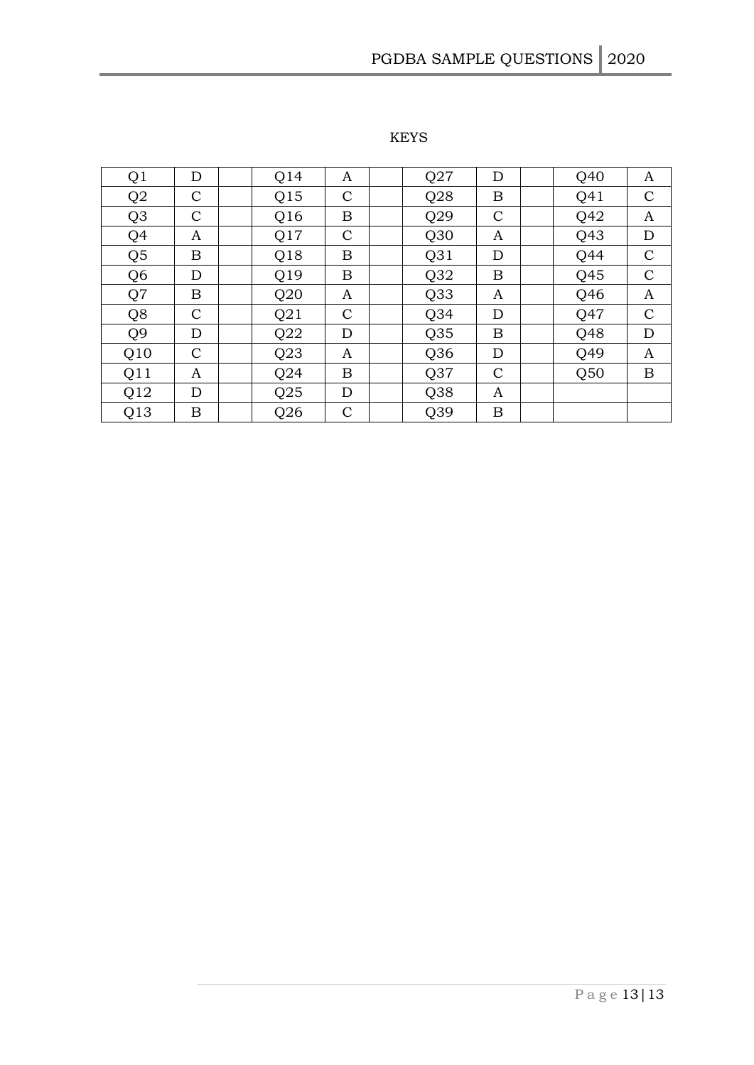KEYS

| | | | | | | | | | | |
|---|---|---|---|---|---|---|---|---|---|---|
| Q1 | D | | Q14 | A | | Q27 | D | | Q40 | A |
| Q2 | C | | Q15 | C | | Q28 | B | | Q41 | C |
| Q3 | C | | Q16 | B | | Q29 | C | | Q42 | A |
| Q4 | A | | Q17 | C | | Q30 | A | | Q43 | D |
| Q5 | B | | Q18 | B | | Q31 | D | | Q44 | C |
| Q6 | D | | Q19 | B | | Q32 | B | | Q45 | C |
| Q7 | B | | Q20 | A | | Q33 | A | | Q46 | A |
| Q8 | C | | Q21 | C | | Q34 | D | | Q47 | C |
| Q9 | D | | Q22 | D | | Q35 | B | | Q48 | D |
| Q10 | C | | Q23 | A | | Q36 | D | | Q49 | A |
| Q11 | A | | Q24 | B | | Q37 | C | | Q50 | B |
| Q12 | D | | Q25 | D | | Q38 | A | | | |
| Q13 | B | | Q26 | C | | Q39 | B | | | |